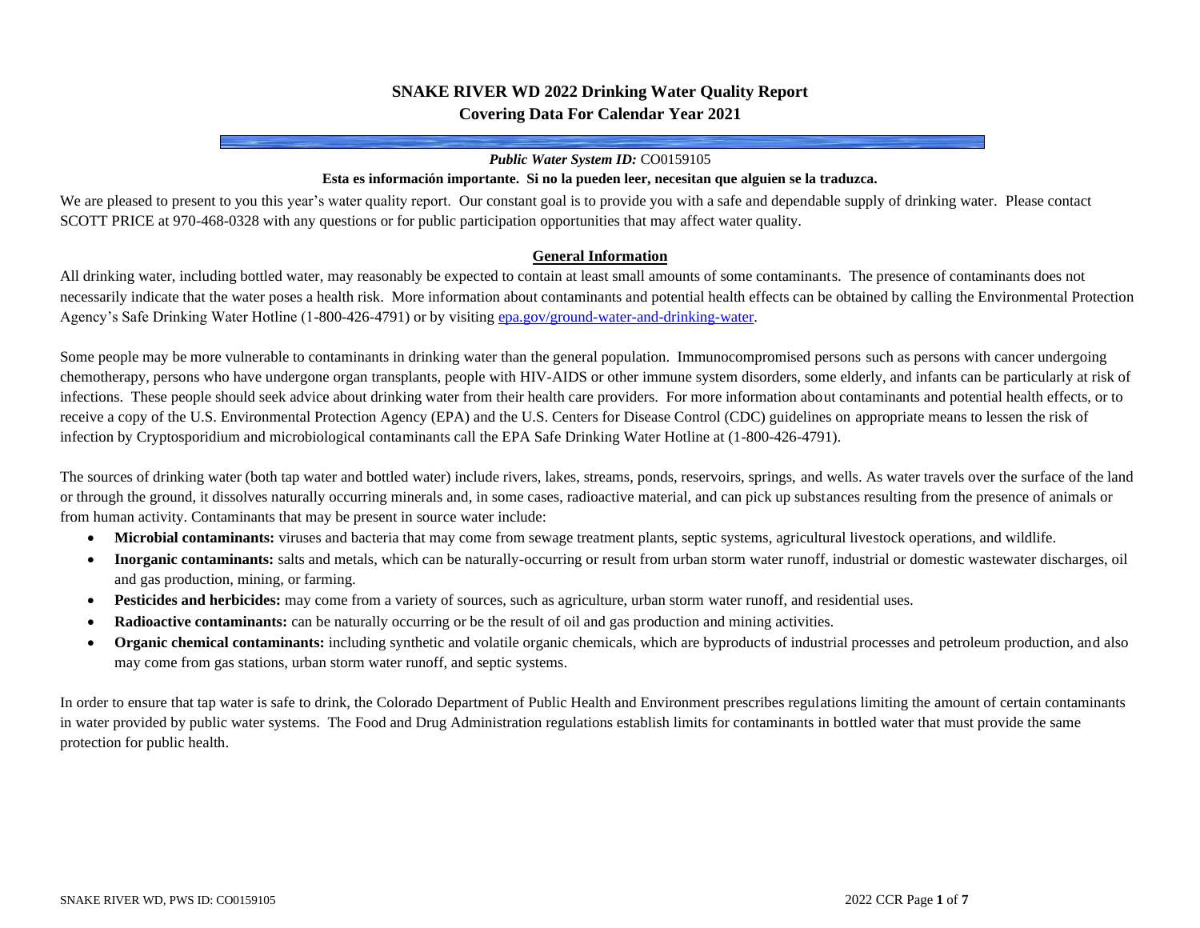# SNAKE RIVER WD 2022 Drinking Water Quality Report
## Covering Data For Calendar Year 2021

***Public Water System ID:*** CO0159105

**Esta es información importante. Si no la pueden leer, necesitan que alguien se la traduzca.**

We are pleased to present to you this year's water quality report. Our constant goal is to provide you with a safe and dependable supply of drinking water. Please contact SCOTT PRICE at 970-468-0328 with any questions or for public participation opportunities that may affect water quality.

### General Information

All drinking water, including bottled water, may reasonably be expected to contain at least small amounts of some contaminants. The presence of contaminants does not necessarily indicate that the water poses a health risk. More information about contaminants and potential health effects can be obtained by calling the Environmental Protection Agency's Safe Drinking Water Hotline (1-800-426-4791) or by visiting epa.gov/ground-water-and-drinking-water.

Some people may be more vulnerable to contaminants in drinking water than the general population. Immunocompromised persons such as persons with cancer undergoing chemotherapy, persons who have undergone organ transplants, people with HIV-AIDS or other immune system disorders, some elderly, and infants can be particularly at risk of infections. These people should seek advice about drinking water from their health care providers. For more information about contaminants and potential health effects, or to receive a copy of the U.S. Environmental Protection Agency (EPA) and the U.S. Centers for Disease Control (CDC) guidelines on appropriate means to lessen the risk of infection by Cryptosporidium and microbiological contaminants call the EPA Safe Drinking Water Hotline at (1-800-426-4791).

The sources of drinking water (both tap water and bottled water) include rivers, lakes, streams, ponds, reservoirs, springs, and wells. As water travels over the surface of the land or through the ground, it dissolves naturally occurring minerals and, in some cases, radioactive material, and can pick up substances resulting from the presence of animals or from human activity. Contaminants that may be present in source water include:

- **Microbial contaminants:** viruses and bacteria that may come from sewage treatment plants, septic systems, agricultural livestock operations, and wildlife.
- **Inorganic contaminants:** salts and metals, which can be naturally-occurring or result from urban storm water runoff, industrial or domestic wastewater discharges, oil and gas production, mining, or farming.
- **Pesticides and herbicides:** may come from a variety of sources, such as agriculture, urban storm water runoff, and residential uses.
- **Radioactive contaminants:** can be naturally occurring or be the result of oil and gas production and mining activities.
- **Organic chemical contaminants:** including synthetic and volatile organic chemicals, which are byproducts of industrial processes and petroleum production, and also may come from gas stations, urban storm water runoff, and septic systems.

In order to ensure that tap water is safe to drink, the Colorado Department of Public Health and Environment prescribes regulations limiting the amount of certain contaminants in water provided by public water systems. The Food and Drug Administration regulations establish limits for contaminants in bottled water that must provide the same protection for public health.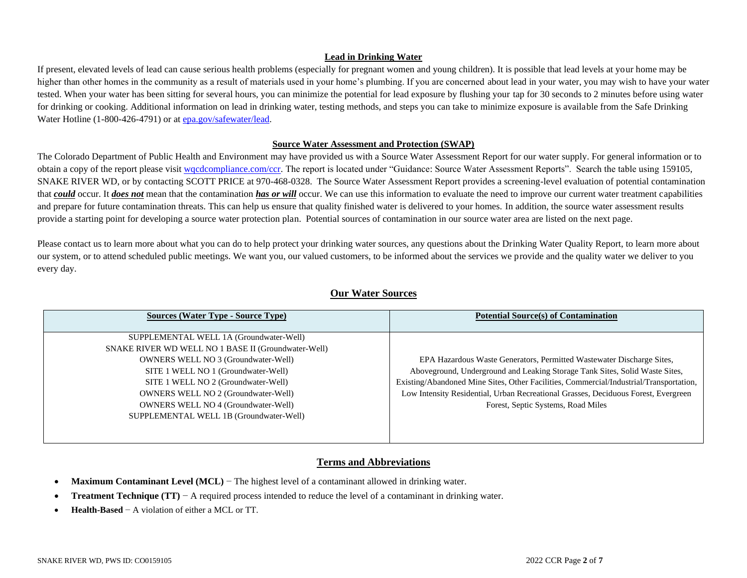## Lead in Drinking Water

If present, elevated levels of lead can cause serious health problems (especially for pregnant women and young children). It is possible that lead levels at your home may be higher than other homes in the community as a result of materials used in your home's plumbing. If you are concerned about lead in your water, you may wish to have your water tested. When your water has been sitting for several hours, you can minimize the potential for lead exposure by flushing your tap for 30 seconds to 2 minutes before using water for drinking or cooking. Additional information on lead in drinking water, testing methods, and steps you can take to minimize exposure is available from the Safe Drinking Water Hotline (1-800-426-4791) or at [epa.gov/safewater/lead](epa.gov/safewater/lead).

## Source Water Assessment and Protection (SWAP)

The Colorado Department of Public Health and Environment may have provided us with a Source Water Assessment Report for our water supply. For general information or to obtain a copy of the report please visit [wqcdcompliance.com/ccr](wqcdcompliance.com/ccr). The report is located under "Guidance: Source Water Assessment Reports". Search the table using 159105, SNAKE RIVER WD, or by contacting SCOTT PRICE at 970-468-0328. The Source Water Assessment Report provides a screening-level evaluation of potential contamination that ***could*** occur. It ***does not*** mean that the contamination ***has or will*** occur. We can use this information to evaluate the need to improve our current water treatment capabilities and prepare for future contamination threats. This can help us ensure that quality finished water is delivered to your homes. In addition, the source water assessment results provide a starting point for developing a source water protection plan. Potential sources of contamination in our source water area are listed on the next page.

Please contact us to learn more about what you can do to help protect your drinking water sources, any questions about the Drinking Water Quality Report, to learn more about our system, or to attend scheduled public meetings. We want you, our valued customers, to be informed about the services we provide and the quality water we deliver to you every day.

## Our Water Sources

| Sources (Water Type - Source Type) | Potential Source(s) of Contamination |
|---|---|
| SUPPLEMENTAL WELL 1A (Groundwater-Well)<br>SNAKE RIVER WD WELL NO 1 BASE II (Groundwater-Well)<br>OWNERS WELL NO 3 (Groundwater-Well)<br>SITE 1 WELL NO 1 (Groundwater-Well)<br>SITE 1 WELL NO 2 (Groundwater-Well)<br>OWNERS WELL NO 2 (Groundwater-Well)<br>OWNERS WELL NO 4 (Groundwater-Well)<br>SUPPLEMENTAL WELL 1B (Groundwater-Well) | EPA Hazardous Waste Generators, Permitted Wastewater Discharge Sites, Aboveground, Underground and Leaking Storage Tank Sites, Solid Waste Sites, Existing/Abandoned Mine Sites, Other Facilities, Commercial/Industrial/Transportation, Low Intensity Residential, Urban Recreational Grasses, Deciduous Forest, Evergreen Forest, Septic Systems, Road Miles |

## Terms and Abbreviations

- **Maximum Contaminant Level (MCL)** − The highest level of a contaminant allowed in drinking water.
- **Treatment Technique (TT)** − A required process intended to reduce the level of a contaminant in drinking water.
- **Health-Based** − A violation of either a MCL or TT.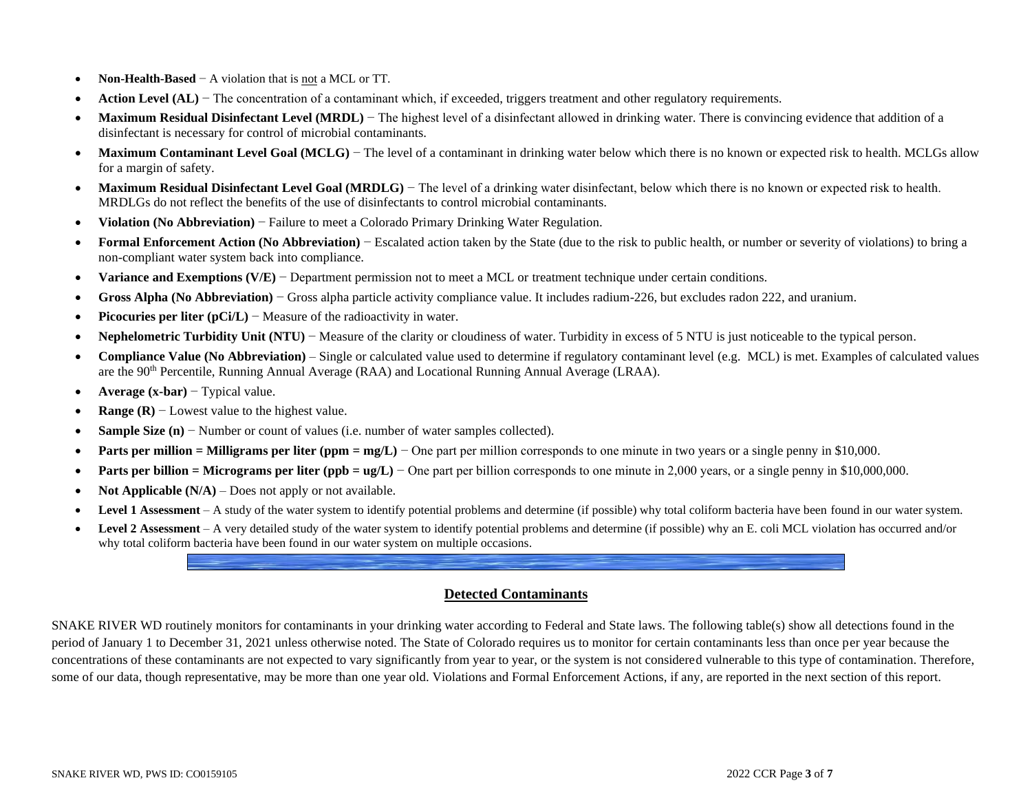- **Non-Health-Based** − A violation that is not a MCL or TT.
- **Action Level (AL)** − The concentration of a contaminant which, if exceeded, triggers treatment and other regulatory requirements.
- **Maximum Residual Disinfectant Level (MRDL)** − The highest level of a disinfectant allowed in drinking water. There is convincing evidence that addition of a disinfectant is necessary for control of microbial contaminants.
- **Maximum Contaminant Level Goal (MCLG)** − The level of a contaminant in drinking water below which there is no known or expected risk to health. MCLGs allow for a margin of safety.
- **Maximum Residual Disinfectant Level Goal (MRDLG)** − The level of a drinking water disinfectant, below which there is no known or expected risk to health. MRDLGs do not reflect the benefits of the use of disinfectants to control microbial contaminants.
- **Violation (No Abbreviation)** − Failure to meet a Colorado Primary Drinking Water Regulation.
- **Formal Enforcement Action (No Abbreviation)** − Escalated action taken by the State (due to the risk to public health, or number or severity of violations) to bring a non-compliant water system back into compliance.
- **Variance and Exemptions (V/E)** − Department permission not to meet a MCL or treatment technique under certain conditions.
- **Gross Alpha (No Abbreviation)** − Gross alpha particle activity compliance value. It includes radium-226, but excludes radon 222, and uranium.
- **Picocuries per liter (pCi/L)** − Measure of the radioactivity in water.
- **Nephelometric Turbidity Unit (NTU)** − Measure of the clarity or cloudiness of water. Turbidity in excess of 5 NTU is just noticeable to the typical person.
- **Compliance Value (No Abbreviation)** – Single or calculated value used to determine if regulatory contaminant level (e.g. MCL) is met. Examples of calculated values are the 90th Percentile, Running Annual Average (RAA) and Locational Running Annual Average (LRAA).
- **Average (x-bar)** − Typical value.
- **Range (R)** − Lowest value to the highest value.
- **Sample Size (n)** − Number or count of values (i.e. number of water samples collected).
- **Parts per million = Milligrams per liter (ppm = mg/L)** − One part per million corresponds to one minute in two years or a single penny in $10,000.
- **Parts per billion = Micrograms per liter (ppb = ug/L)** − One part per billion corresponds to one minute in 2,000 years, or a single penny in $10,000,000.
- **Not Applicable (N/A)** – Does not apply or not available.
- **Level 1 Assessment** – A study of the water system to identify potential problems and determine (if possible) why total coliform bacteria have been found in our water system.
- **Level 2 Assessment** – A very detailed study of the water system to identify potential problems and determine (if possible) why an E. coli MCL violation has occurred and/or why total coliform bacteria have been found in our water system on multiple occasions.

## Detected Contaminants

SNAKE RIVER WD routinely monitors for contaminants in your drinking water according to Federal and State laws. The following table(s) show all detections found in the period of January 1 to December 31, 2021 unless otherwise noted. The State of Colorado requires us to monitor for certain contaminants less than once per year because the concentrations of these contaminants are not expected to vary significantly from year to year, or the system is not considered vulnerable to this type of contamination. Therefore, some of our data, though representative, may be more than one year old. Violations and Formal Enforcement Actions, if any, are reported in the next section of this report.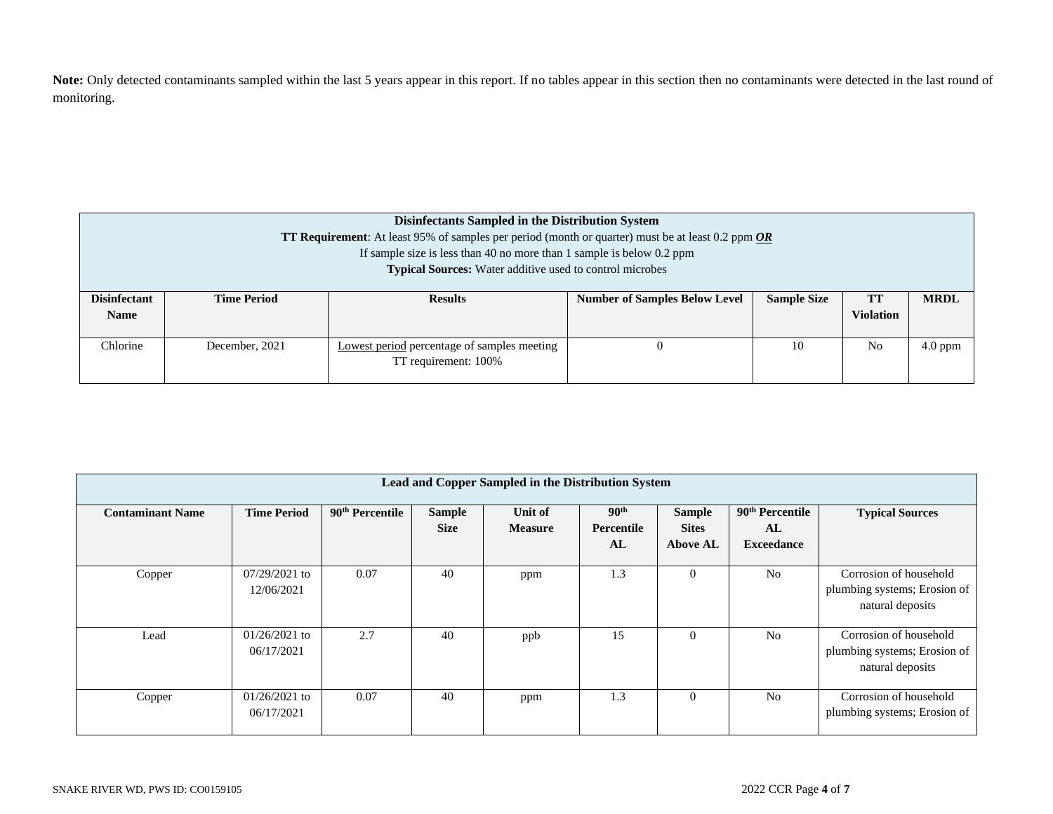**Note:** Only detected contaminants sampled within the last 5 years appear in this report. If no tables appear in this section then no contaminants were detected in the last round of monitoring.

| **Disinfectants Sampled in the Distribution System**<br>**TT Requirement**: At least 95% of samples per period (month or quarter) must be at least 0.2 ppm ***OR***<br>If sample size is less than 40 no more than 1 sample is below 0.2 ppm<br>**Typical Sources:** Water additive used to control microbes | | | | | | |
|---|---|---|---|---|---|---|
| **Disinfectant Name** | **Time Period** | **Results** | **Number of Samples Below Level** | **Sample Size** | **TT Violation** | **MRDL** |
| Chlorine | December, 2021 | Lowest period percentage of samples meeting TT requirement: 100% | 0 | 10 | No | 4.0 ppm |

| **Lead and Copper Sampled in the Distribution System** | | | | | | | | |
|---|---|---|---|---|---|---|---|---|
| **Contaminant Name** | **Time Period** | **90th Percentile** | **Sample Size** | **Unit of Measure** | **90th Percentile AL** | **Sample Sites Above AL** | **90th Percentile AL Exceedance** | **Typical Sources** |
| Copper | 07/29/2021 to 12/06/2021 | 0.07 | 40 | ppm | 1.3 | 0 | No | Corrosion of household plumbing systems; Erosion of natural deposits |
| Lead | 01/26/2021 to 06/17/2021 | 2.7 | 40 | ppb | 15 | 0 | No | Corrosion of household plumbing systems; Erosion of natural deposits |
| Copper | 01/26/2021 to 06/17/2021 | 0.07 | 40 | ppm | 1.3 | 0 | No | Corrosion of household plumbing systems; Erosion of |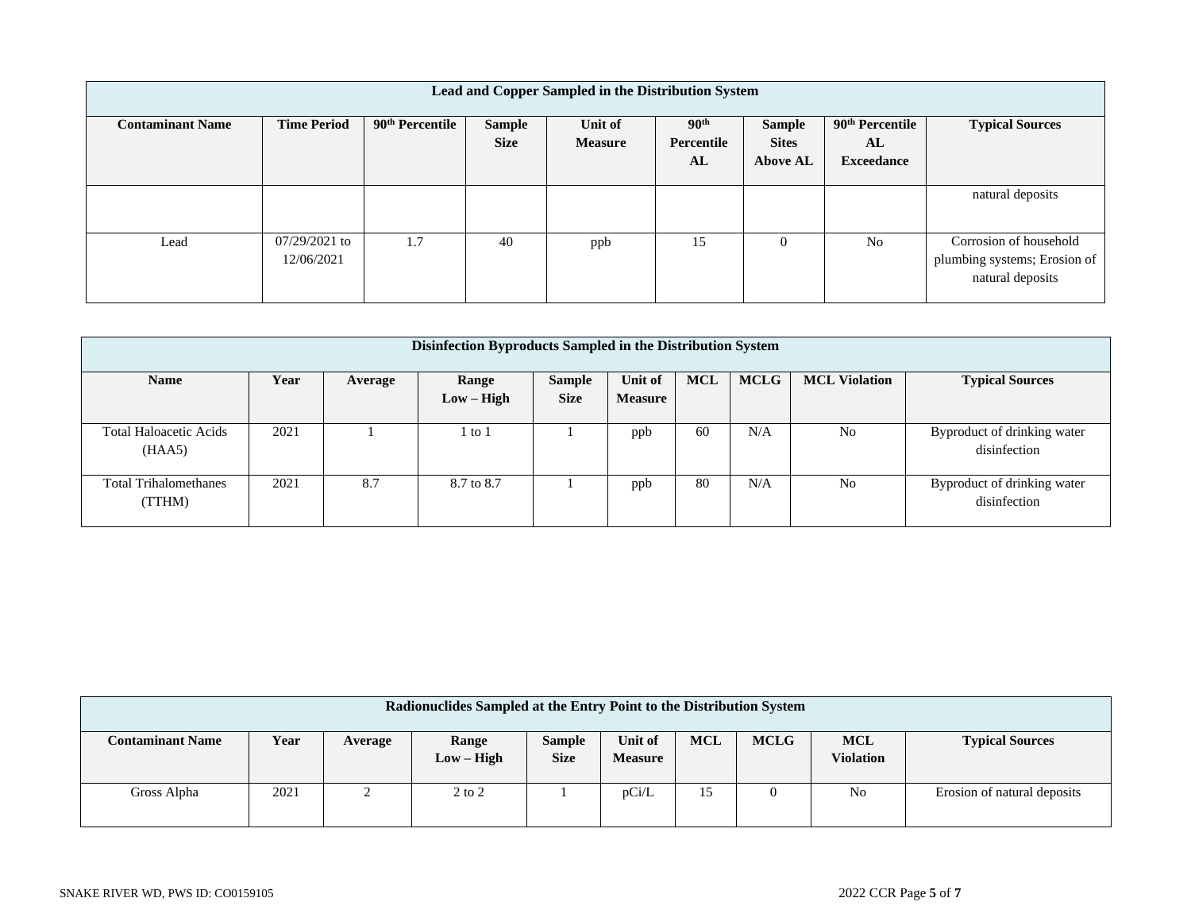| Lead and Copper Sampled in the Distribution System | | | | | | | | |
|---|---|---|---|---|---|---|---|---|
| **Contaminant Name** | **Time Period** | **90th Percentile** | **Sample Size** | **Unit of Measure** | **90th Percentile AL** | **Sample Sites Above AL** | **90th Percentile AL Exceedance** | **Typical Sources** |
| | | | | | | | | natural deposits |
| Lead | 07/29/2021 to 12/06/2021 | 1.7 | 40 | ppb | 15 | 0 | No | Corrosion of household plumbing systems; Erosion of natural deposits |

| Disinfection Byproducts Sampled in the Distribution System | | | | | | | | | |
|---|---|---|---|---|---|---|---|---|---|
| **Name** | **Year** | **Average** | **Range Low – High** | **Sample Size** | **Unit of Measure** | **MCL** | **MCLG** | **MCL Violation** | **Typical Sources** |
| Total Haloacetic Acids (HAA5) | 2021 | 1 | 1 to 1 | 1 | ppb | 60 | N/A | No | Byproduct of drinking water disinfection |
| Total Trihalomethanes (TTHM) | 2021 | 8.7 | 8.7 to 8.7 | 1 | ppb | 80 | N/A | No | Byproduct of drinking water disinfection |

| Radionuclides Sampled at the Entry Point to the Distribution System | | | | | | | | | |
|---|---|---|---|---|---|---|---|---|---|
| **Contaminant Name** | **Year** | **Average** | **Range Low – High** | **Sample Size** | **Unit of Measure** | **MCL** | **MCLG** | **MCL Violation** | **Typical Sources** |
| Gross Alpha | 2021 | 2 | 2 to 2 | 1 | pCi/L | 15 | 0 | No | Erosion of natural deposits |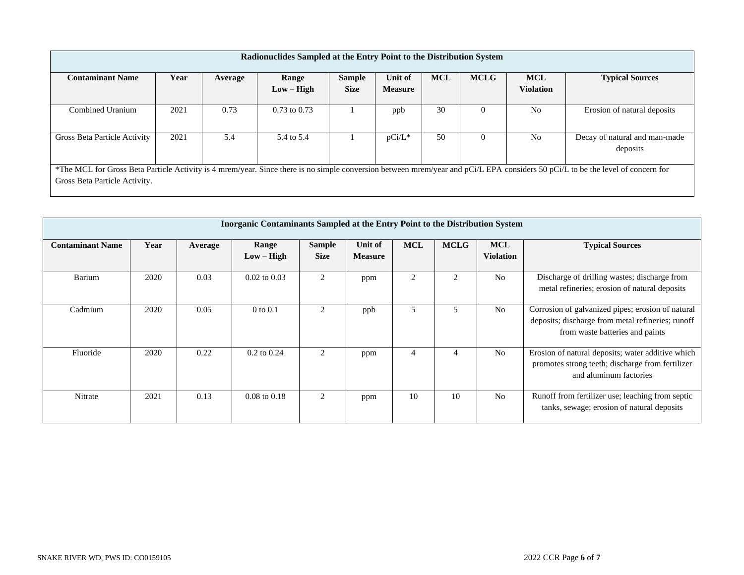| Radionuclides Sampled at the Entry Point to the Distribution System | | | | | | | | | |
|---|---|---|---|---|---|---|---|---|---|
| **Contaminant Name** | **Year** | **Average** | **Range Low – High** | **Sample Size** | **Unit of Measure** | **MCL** | **MCLG** | **MCL Violation** | **Typical Sources** |
| Combined Uranium | 2021 | 0.73 | 0.73 to 0.73 | 1 | ppb | 30 | 0 | No | Erosion of natural deposits |
| Gross Beta Particle Activity | 2021 | 5.4 | 5.4 to 5.4 | 1 | pCi/L* | 50 | 0 | No | Decay of natural and man-made deposits |

*The MCL for Gross Beta Particle Activity is 4 mrem/year. Since there is no simple conversion between mrem/year and pCi/L EPA considers 50 pCi/L to be the level of concern for Gross Beta Particle Activity.

| Inorganic Contaminants Sampled at the Entry Point to the Distribution System | | | | | | | | | |
|---|---|---|---|---|---|---|---|---|---|
| **Contaminant Name** | **Year** | **Average** | **Range Low – High** | **Sample Size** | **Unit of Measure** | **MCL** | **MCLG** | **MCL Violation** | **Typical Sources** |
| Barium | 2020 | 0.03 | 0.02 to 0.03 | 2 | ppm | 2 | 2 | No | Discharge of drilling wastes; discharge from metal refineries; erosion of natural deposits |
| Cadmium | 2020 | 0.05 | 0 to 0.1 | 2 | ppb | 5 | 5 | No | Corrosion of galvanized pipes; erosion of natural deposits; discharge from metal refineries; runoff from waste batteries and paints |
| Fluoride | 2020 | 0.22 | 0.2 to 0.24 | 2 | ppm | 4 | 4 | No | Erosion of natural deposits; water additive which promotes strong teeth; discharge from fertilizer and aluminum factories |
| Nitrate | 2021 | 0.13 | 0.08 to 0.18 | 2 | ppm | 10 | 10 | No | Runoff from fertilizer use; leaching from septic tanks, sewage; erosion of natural deposits |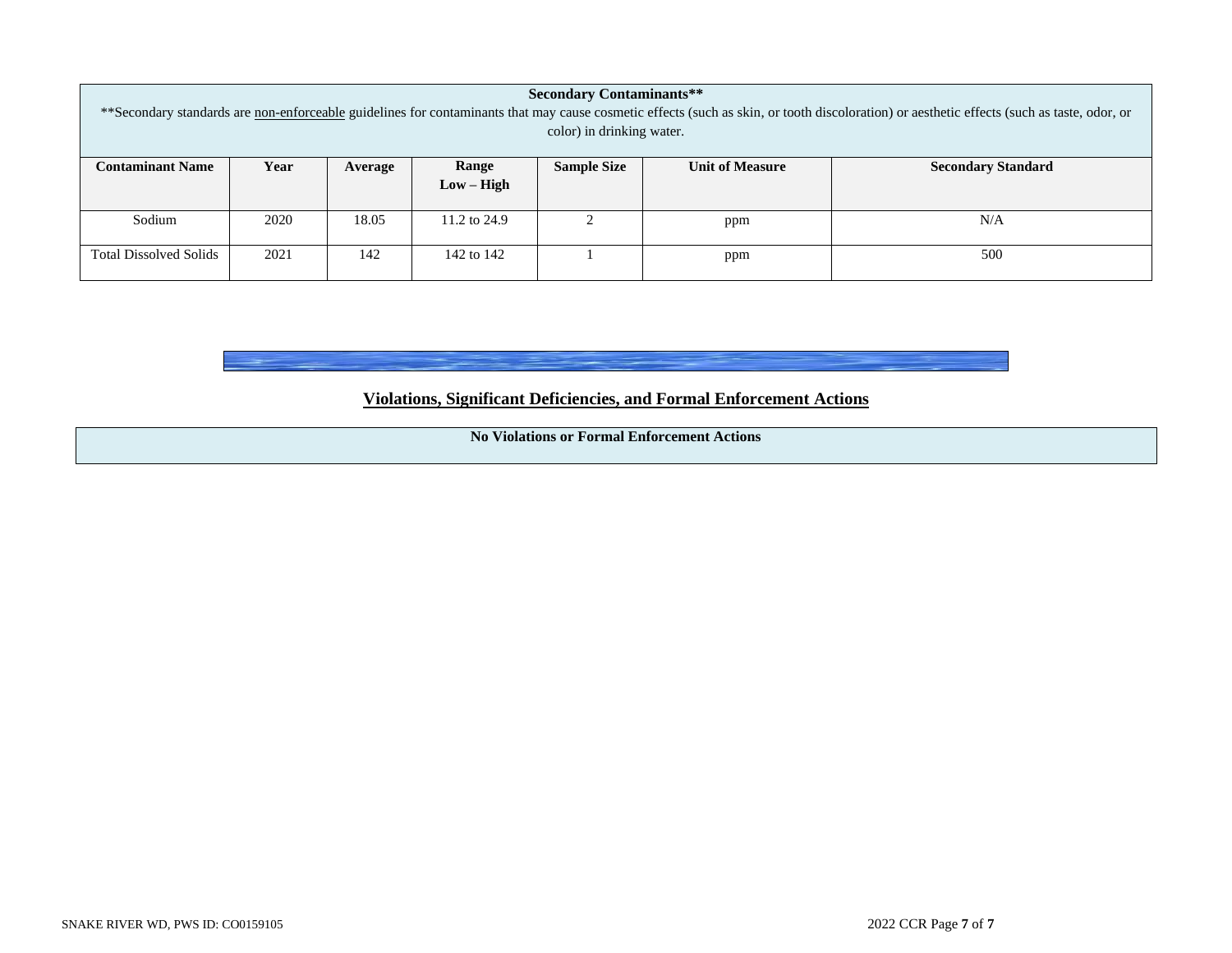| Secondary Contaminants** | | | | | | |
|---|---|---|---|---|---|---|
| **Secondary standards are <u>non-enforceable</u> guidelines for contaminants that may cause cosmetic effects (such as skin, or tooth discoloration) or aesthetic effects (such as taste, odor, or color) in drinking water. | | | | | | |
| **Contaminant Name** | **Year** | **Average** | **Range Low – High** | **Sample Size** | **Unit of Measure** | **Secondary Standard** |
| Sodium | 2020 | 18.05 | 11.2 to 24.9 | 2 | ppm | N/A |
| Total Dissolved Solids | 2021 | 142 | 142 to 142 | 1 | ppm | 500 |

## Violations, Significant Deficiencies, and Formal Enforcement Actions

**No Violations or Formal Enforcement Actions**